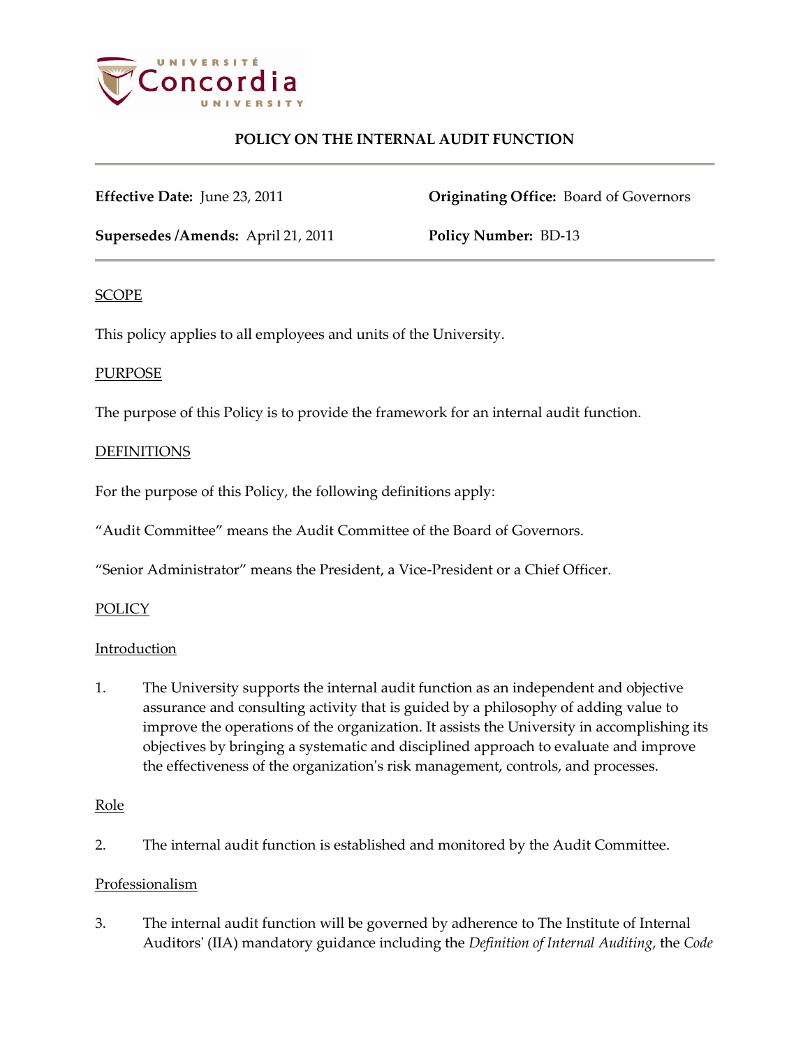# POLICY ON THE INTERNAL AUDIT FUNCTION

**Effective Date:** June 23, 2011 **Originating Office:** Board of Governors

**Supersedes /Amends:** April 21, 2011 **Policy Number:** BD-13

## SCOPE

This policy applies to all employees and units of the University.

## PURPOSE

The purpose of this Policy is to provide the framework for an internal audit function.

## DEFINITIONS

For the purpose of this Policy, the following definitions apply:

"Audit Committee" means the Audit Committee of the Board of Governors.

"Senior Administrator" means the President, a Vice-President or a Chief Officer.

## POLICY

### Introduction

1. The University supports the internal audit function as an independent and objective assurance and consulting activity that is guided by a philosophy of adding value to improve the operations of the organization. It assists the University in accomplishing its objectives by bringing a systematic and disciplined approach to evaluate and improve the effectiveness of the organization's risk management, controls, and processes.

### Role

2. The internal audit function is established and monitored by the Audit Committee.

### Professionalism

3. The internal audit function will be governed by adherence to The Institute of Internal Auditors' (IIA) mandatory guidance including the *Definition of Internal Auditing*, the *Code*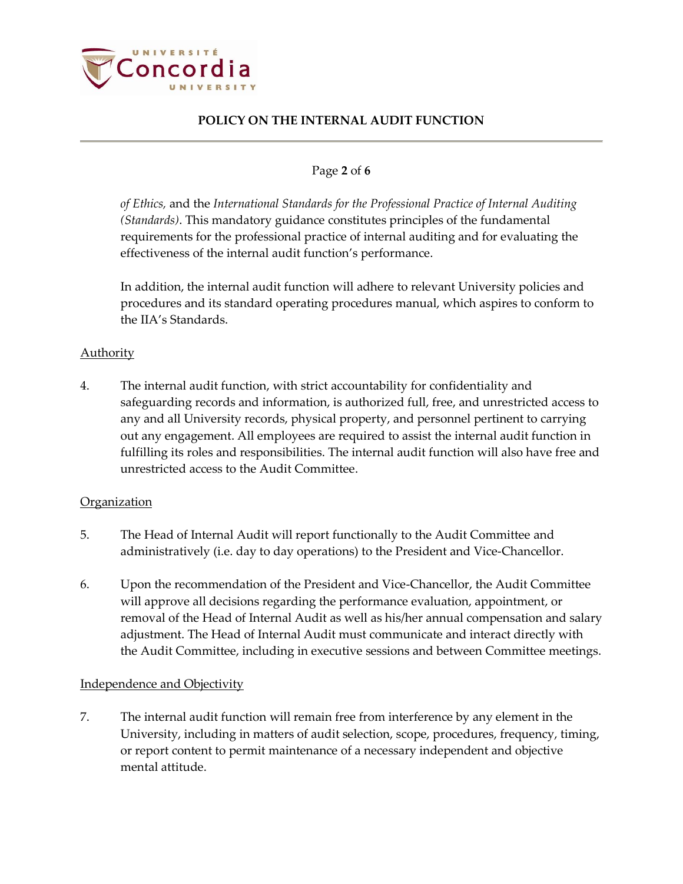*of Ethics,* and the *International Standards for the Professional Practice of Internal Auditing (Standards)*. This mandatory guidance constitutes principles of the fundamental requirements for the professional practice of internal auditing and for evaluating the effectiveness of the internal audit function's performance.

In addition, the internal audit function will adhere to relevant University policies and procedures and its standard operating procedures manual, which aspires to conform to the IIA's Standards.

<u>Authority</u>

4. The internal audit function, with strict accountability for confidentiality and safeguarding records and information, is authorized full, free, and unrestricted access to any and all University records, physical property, and personnel pertinent to carrying out any engagement. All employees are required to assist the internal audit function in fulfilling its roles and responsibilities. The internal audit function will also have free and unrestricted access to the Audit Committee.

<u>Organization</u>

5. The Head of Internal Audit will report functionally to the Audit Committee and administratively (i.e. day to day operations) to the President and Vice-Chancellor.

6. Upon the recommendation of the President and Vice-Chancellor, the Audit Committee will approve all decisions regarding the performance evaluation, appointment, or removal of the Head of Internal Audit as well as his/her annual compensation and salary adjustment. The Head of Internal Audit must communicate and interact directly with the Audit Committee, including in executive sessions and between Committee meetings.

<u>Independence and Objectivity</u>

7. The internal audit function will remain free from interference by any element in the University, including in matters of audit selection, scope, procedures, frequency, timing, or report content to permit maintenance of a necessary independent and objective mental attitude.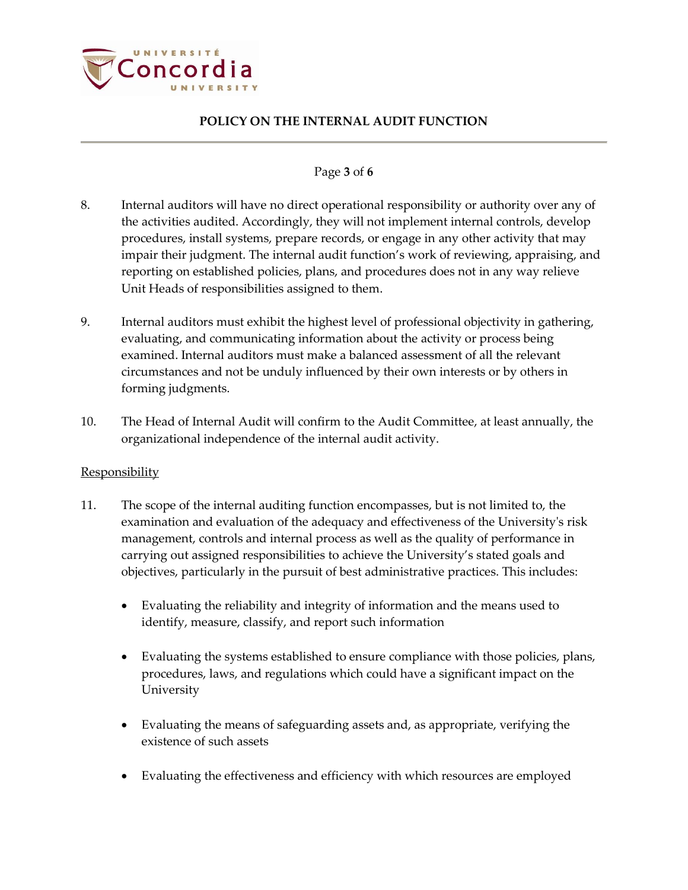8. Internal auditors will have no direct operational responsibility or authority over any of the activities audited. Accordingly, they will not implement internal controls, develop procedures, install systems, prepare records, or engage in any other activity that may impair their judgment. The internal audit function's work of reviewing, appraising, and reporting on established policies, plans, and procedures does not in any way relieve Unit Heads of responsibilities assigned to them.

9. Internal auditors must exhibit the highest level of professional objectivity in gathering, evaluating, and communicating information about the activity or process being examined. Internal auditors must make a balanced assessment of all the relevant circumstances and not be unduly influenced by their own interests or by others in forming judgments.

10. The Head of Internal Audit will confirm to the Audit Committee, at least annually, the organizational independence of the internal audit activity.

<u>Responsibility</u>

11. The scope of the internal auditing function encompasses, but is not limited to, the examination and evaluation of the adequacy and effectiveness of the University's risk management, controls and internal process as well as the quality of performance in carrying out assigned responsibilities to achieve the University's stated goals and objectives, particularly in the pursuit of best administrative practices. This includes:

    - Evaluating the reliability and integrity of information and the means used to identify, measure, classify, and report such information

    - Evaluating the systems established to ensure compliance with those policies, plans, procedures, laws, and regulations which could have a significant impact on the University

    - Evaluating the means of safeguarding assets and, as appropriate, verifying the existence of such assets

    - Evaluating the effectiveness and efficiency with which resources are employed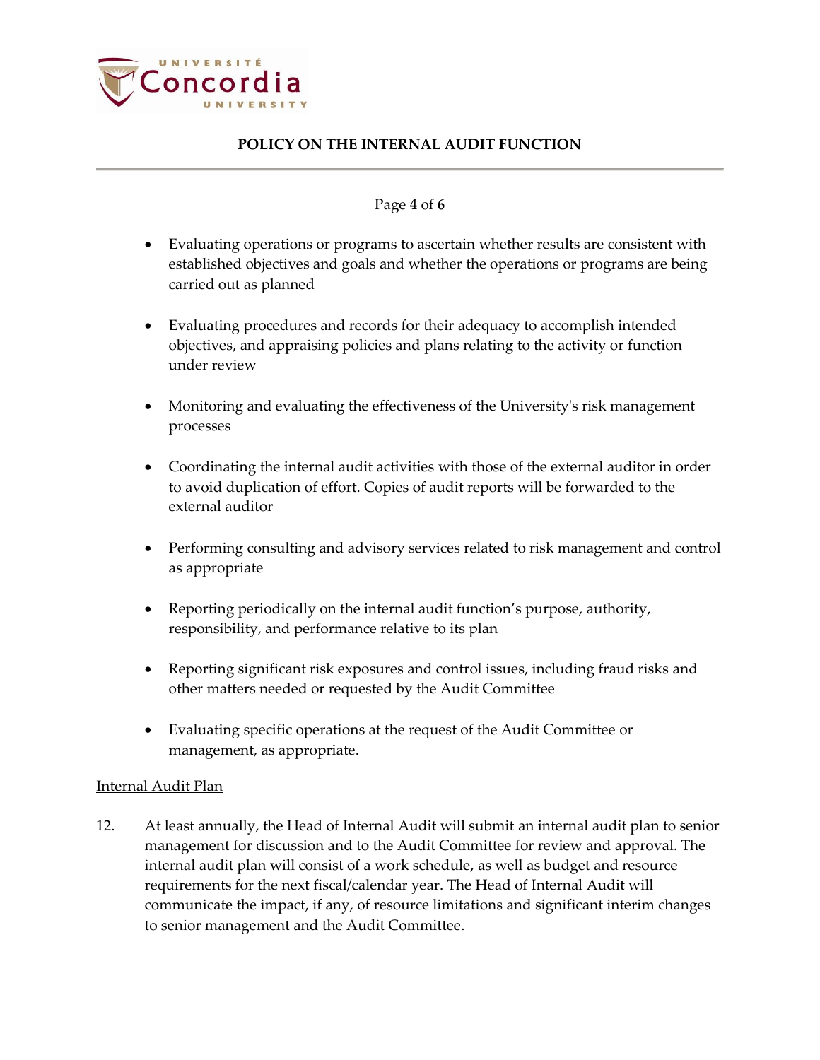- Evaluating operations or programs to ascertain whether results are consistent with established objectives and goals and whether the operations or programs are being carried out as planned

- Evaluating procedures and records for their adequacy to accomplish intended objectives, and appraising policies and plans relating to the activity or function under review

- Monitoring and evaluating the effectiveness of the University's risk management processes

- Coordinating the internal audit activities with those of the external auditor in order to avoid duplication of effort. Copies of audit reports will be forwarded to the external auditor

- Performing consulting and advisory services related to risk management and control as appropriate

- Reporting periodically on the internal audit function's purpose, authority, responsibility, and performance relative to its plan

- Reporting significant risk exposures and control issues, including fraud risks and other matters needed or requested by the Audit Committee

- Evaluating specific operations at the request of the Audit Committee or management, as appropriate.

<u>Internal Audit Plan</u>

12. At least annually, the Head of Internal Audit will submit an internal audit plan to senior management for discussion and to the Audit Committee for review and approval. The internal audit plan will consist of a work schedule, as well as budget and resource requirements for the next fiscal/calendar year. The Head of Internal Audit will communicate the impact, if any, of resource limitations and significant interim changes to senior management and the Audit Committee.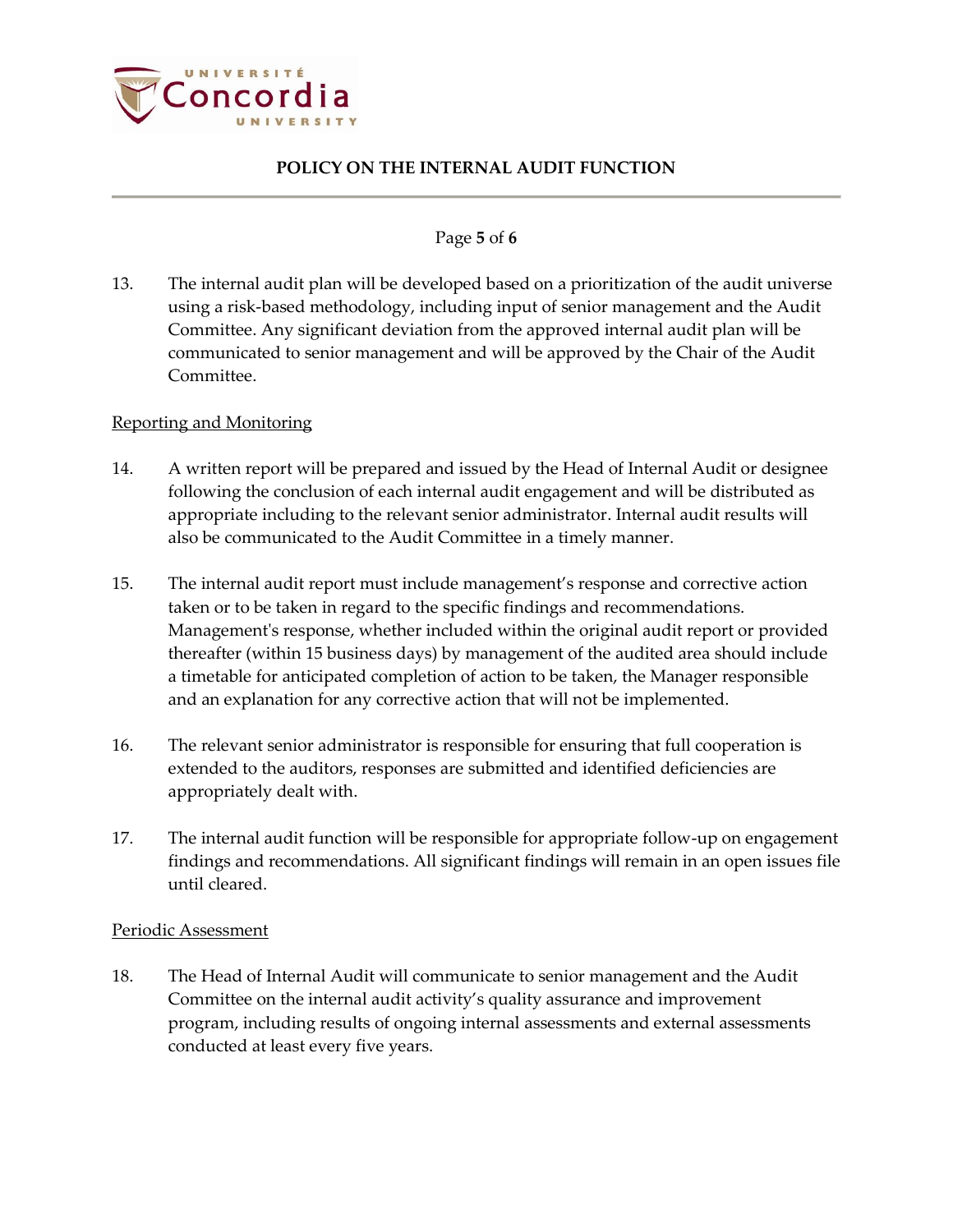13. The internal audit plan will be developed based on a prioritization of the audit universe using a risk-based methodology, including input of senior management and the Audit Committee. Any significant deviation from the approved internal audit plan will be communicated to senior management and will be approved by the Chair of the Audit Committee.

<u>Reporting and Monitoring</u>

14. A written report will be prepared and issued by the Head of Internal Audit or designee following the conclusion of each internal audit engagement and will be distributed as appropriate including to the relevant senior administrator. Internal audit results will also be communicated to the Audit Committee in a timely manner.

15. The internal audit report must include management's response and corrective action taken or to be taken in regard to the specific findings and recommendations. Management's response, whether included within the original audit report or provided thereafter (within 15 business days) by management of the audited area should include a timetable for anticipated completion of action to be taken, the Manager responsible and an explanation for any corrective action that will not be implemented.

16. The relevant senior administrator is responsible for ensuring that full cooperation is extended to the auditors, responses are submitted and identified deficiencies are appropriately dealt with.

17. The internal audit function will be responsible for appropriate follow-up on engagement findings and recommendations. All significant findings will remain in an open issues file until cleared.

<u>Periodic Assessment</u>

18. The Head of Internal Audit will communicate to senior management and the Audit Committee on the internal audit activity's quality assurance and improvement program, including results of ongoing internal assessments and external assessments conducted at least every five years.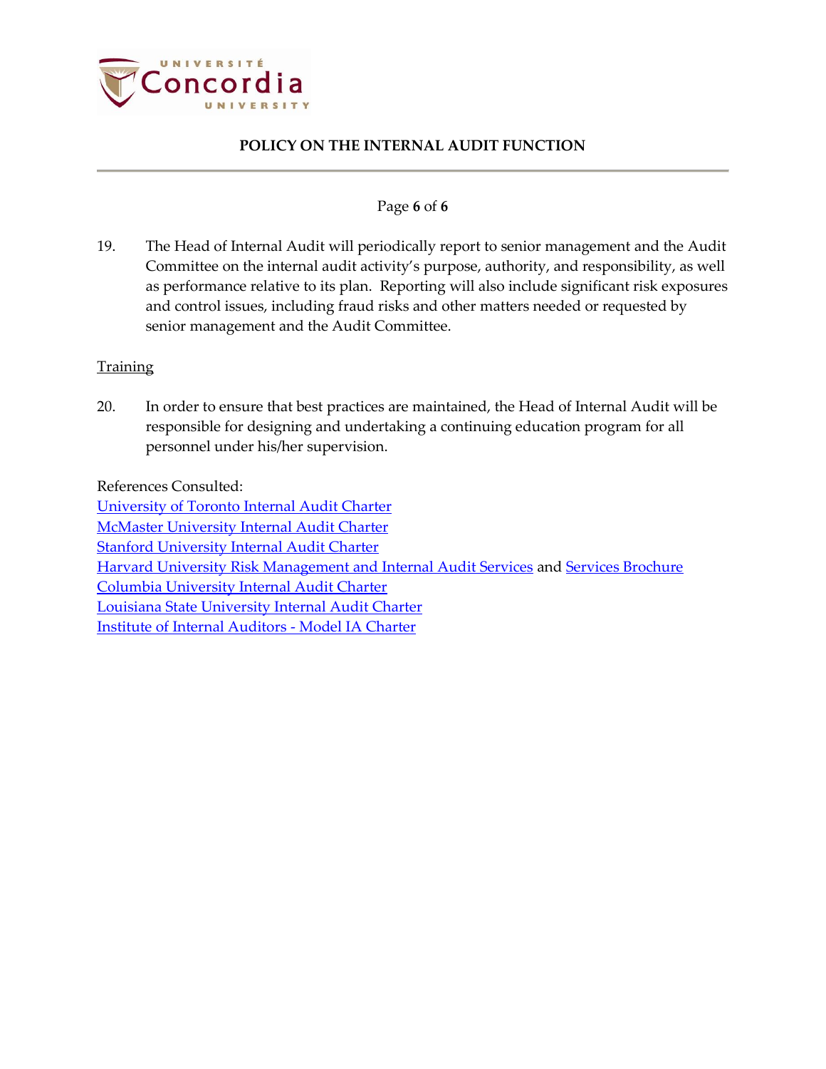19. The Head of Internal Audit will periodically report to senior management and the Audit Committee on the internal audit activity's purpose, authority, and responsibility, as well as performance relative to its plan. Reporting will also include significant risk exposures and control issues, including fraud risks and other matters needed or requested by senior management and the Audit Committee.

Training

20. In order to ensure that best practices are maintained, the Head of Internal Audit will be responsible for designing and undertaking a continuing education program for all personnel under his/her supervision.

References Consulted:
University of Toronto Internal Audit Charter
McMaster University Internal Audit Charter
Stanford University Internal Audit Charter
Harvard University Risk Management and Internal Audit Services and Services Brochure
Columbia University Internal Audit Charter
Louisiana State University Internal Audit Charter
Institute of Internal Auditors - Model IA Charter